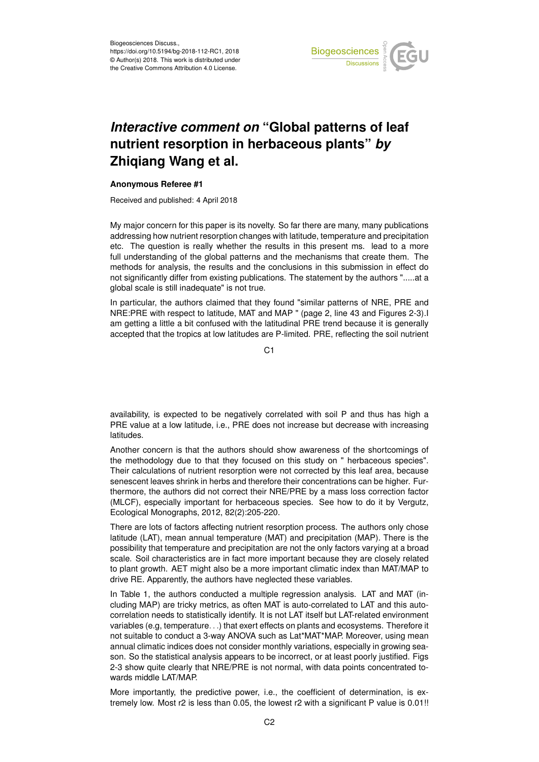Biogeosciences Discuss.,
https://doi.org/10.5194/bg-2018-112-RC1, 2018
© Author(s) 2018. This work is distributed under
the Creative Commons Attribution 4.0 License.

# *Interactive comment on* "Global patterns of leaf nutrient resorption in herbaceous plants" *by* Zhiqiang Wang et al.

**Anonymous Referee #1**

Received and published: 4 April 2018

My major concern for this paper is its novelty. So far there are many, many publications addressing how nutrient resorption changes with latitude, temperature and precipitation etc. The question is really whether the results in this present ms. lead to a more full understanding of the global patterns and the mechanisms that create them. The methods for analysis, the results and the conclusions in this submission in effect do not significantly differ from existing publications. The statement by the authors ".....at a global scale is still inadequate" is not true.

In particular, the authors claimed that they found "similar patterns of NRE, PRE and NRE:PRE with respect to latitude, MAT and MAP " (page 2, line 43 and Figures 2-3).I am getting a little a bit confused with the latitudinal PRE trend because it is generally accepted that the tropics at low latitudes are P-limited. PRE, reflecting the soil nutrient availability, is expected to be negatively correlated with soil P and thus has high a PRE value at a low latitude, i.e., PRE does not increase but decrease with increasing latitudes.

Another concern is that the authors should show awareness of the shortcomings of the methodology due to that they focused on this study on " herbaceous species". Their calculations of nutrient resorption were not corrected by this leaf area, because senescent leaves shrink in herbs and therefore their concentrations can be higher. Furthermore, the authors did not correct their NRE/PRE by a mass loss correction factor (MLCF), especially important for herbaceous species. See how to do it by Vergutz, Ecological Monographs, 2012, 82(2):205-220.

There are lots of factors affecting nutrient resorption process. The authors only chose latitude (LAT), mean annual temperature (MAT) and precipitation (MAP). There is the possibility that temperature and precipitation are not the only factors varying at a broad scale. Soil characteristics are in fact more important because they are closely related to plant growth. AET might also be a more important climatic index than MAT/MAP to drive RE. Apparently, the authors have neglected these variables.

In Table 1, the authors conducted a multiple regression analysis. LAT and MAT (including MAP) are tricky metrics, as often MAT is auto-correlated to LAT and this autocorrelation needs to statistically identify. It is not LAT itself but LAT-related environment variables (e.g, temperature…) that exert effects on plants and ecosystems. Therefore it not suitable to conduct a 3-way ANOVA such as Lat*MAT*MAP. Moreover, using mean annual climatic indices does not consider monthly variations, especially in growing season. So the statistical analysis appears to be incorrect, or at least poorly justified. Figs 2-3 show quite clearly that NRE/PRE is not normal, with data points concentrated towards middle LAT/MAP.

More importantly, the predictive power, i.e., the coefficient of determination, is extremely low. Most r2 is less than 0.05, the lowest r2 with a significant P value is 0.01!!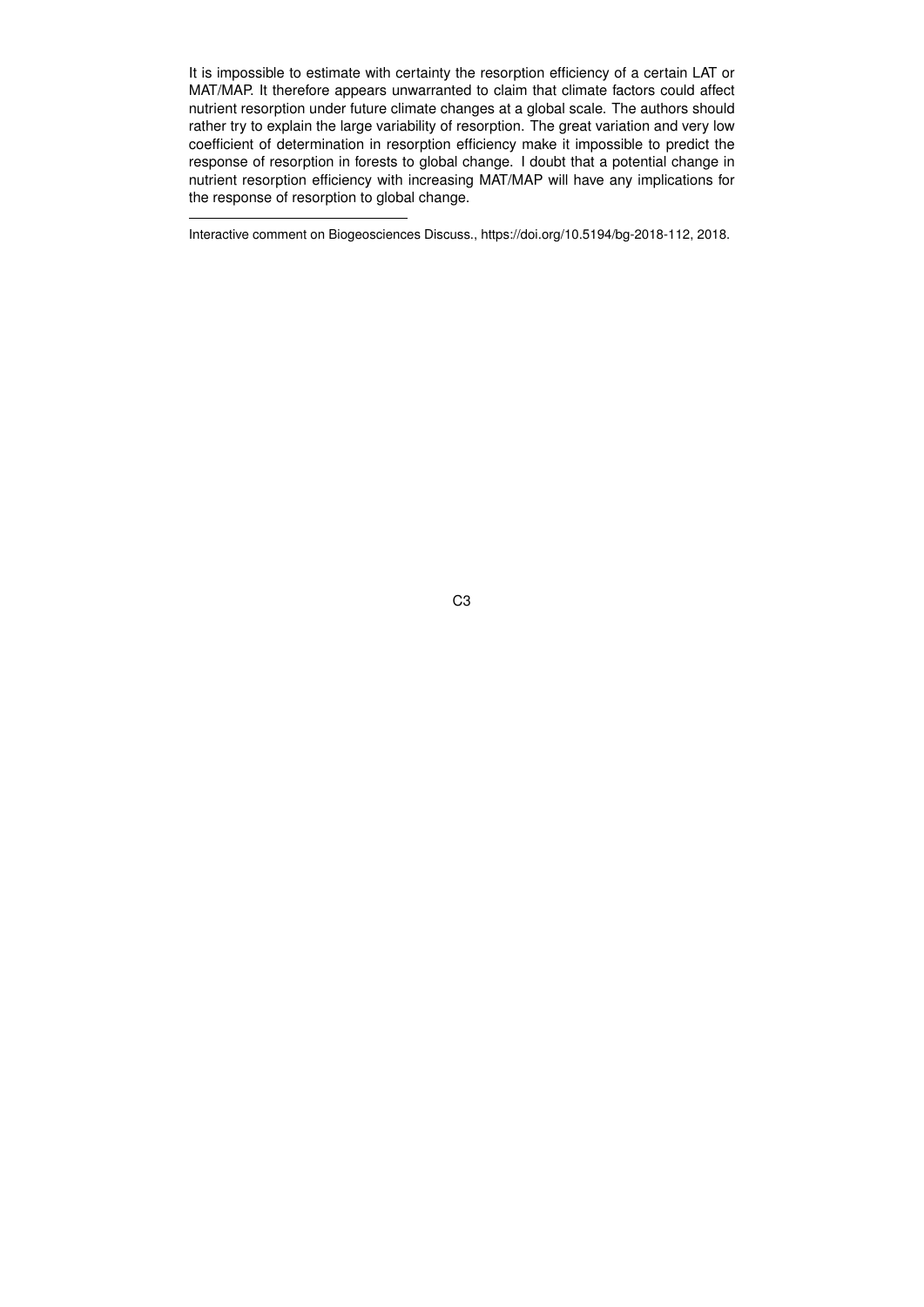It is impossible to estimate with certainty the resorption efficiency of a certain LAT or MAT/MAP. It therefore appears unwarranted to claim that climate factors could affect nutrient resorption under future climate changes at a global scale. The authors should rather try to explain the large variability of resorption. The great variation and very low coefficient of determination in resorption efficiency make it impossible to predict the response of resorption in forests to global change. I doubt that a potential change in nutrient resorption efficiency with increasing MAT/MAP will have any implications for the response of resorption to global change.

---

Interactive comment on Biogeosciences Discuss., https://doi.org/10.5194/bg-2018-112, 2018.